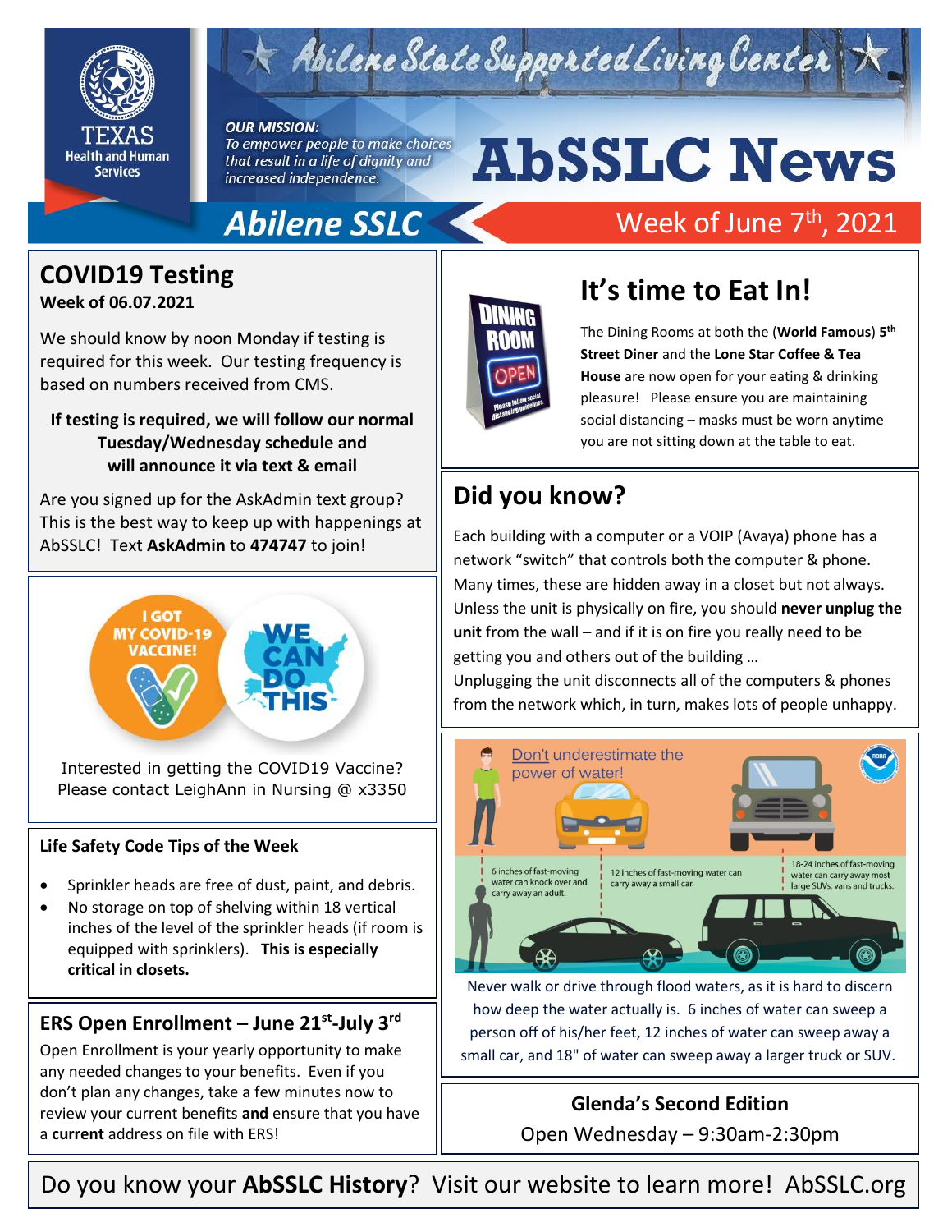Abilene State Supported Living Center

TEXAS Health and Human Services

***OUR MISSION:***
*To empower people to make choices that result in a life of dignity and increased independence.*

# AbSSLC News

**Abilene SSLC** — Week of June 7th, 2021

## COVID19 Testing

**Week of 06.07.2021**

We should know by noon Monday if testing is required for this week. Our testing frequency is based on numbers received from CMS.

**If testing is required, we will follow our normal Tuesday/Wednesday schedule and will announce it via text & email**

Are you signed up for the AskAdmin text group? This is the best way to keep up with happenings at AbSSLC! Text **AskAdmin** to **474747** to join!

I GOT MY COVID-19 VACCINE! WE CAN DO THIS

Interested in getting the COVID19 Vaccine? Please contact LeighAnn in Nursing @ x3350

### Life Safety Code Tips of the Week

- Sprinkler heads are free of dust, paint, and debris.
- No storage on top of shelving within 18 vertical inches of the level of the sprinkler heads (if room is equipped with sprinklers). **This is especially critical in closets.**

### ERS Open Enrollment – June 21st-July 3rd

Open Enrollment is your yearly opportunity to make any needed changes to your benefits. Even if you don't plan any changes, take a few minutes now to review your current benefits **and** ensure that you have a **current** address on file with ERS!

## It's time to Eat In!

The Dining Rooms at both the (**World Famous**) **5th Street Diner** and the **Lone Star Coffee & Tea House** are now open for your eating & drinking pleasure! Please ensure you are maintaining social distancing – masks must be worn anytime you are not sitting down at the table to eat.

## Did you know?

Each building with a computer or a VOIP (Avaya) phone has a network "switch" that controls both the computer & phone. Many times, these are hidden away in a closet but not always. Unless the unit is physically on fire, you should **never unplug the unit** from the wall – and if it is on fire you really need to be getting you and others out of the building …
Unplugging the unit disconnects all of the computers & phones from the network which, in turn, makes lots of people unhappy.

Don't underestimate the power of water!

6 inches of fast-moving water can knock over and carry away an adult.

12 inches of fast-moving water can carry away a small car.

18-24 inches of fast-moving water can carry away most large SUVs, vans and trucks.

Never walk or drive through flood waters, as it is hard to discern how deep the water actually is. 6 inches of water can sweep a person off of his/her feet, 12 inches of water can sweep away a small car, and 18" of water can sweep away a larger truck or SUV.

**Glenda's Second Edition**

Open Wednesday – 9:30am-2:30pm

Do you know your **AbSSLC History**? Visit our website to learn more! AbSSLC.org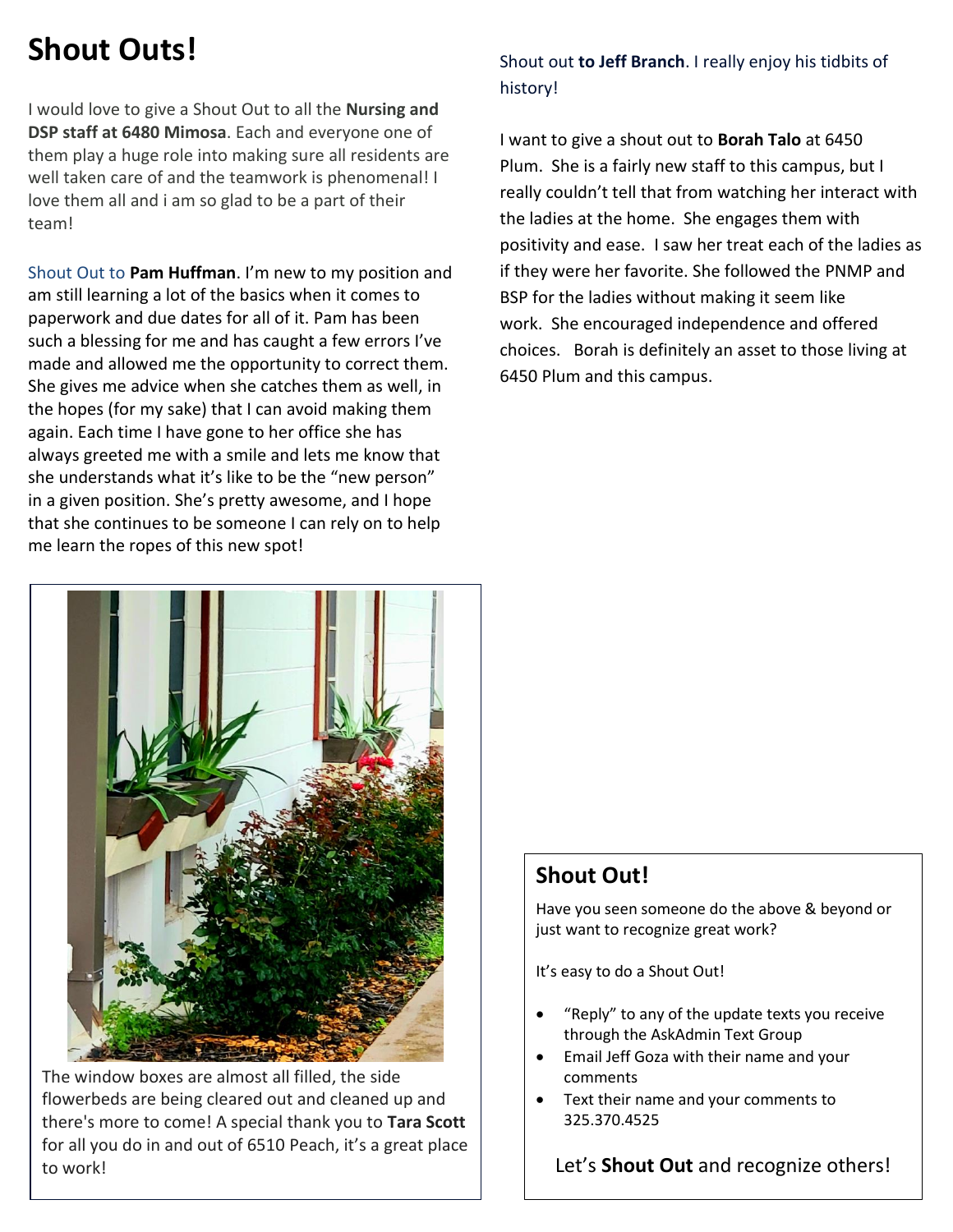# Shout Outs!

I would love to give a Shout Out to all the **Nursing and DSP staff at 6480 Mimosa**. Each and everyone one of them play a huge role into making sure all residents are well taken care of and the teamwork is phenomenal! I love them all and i am so glad to be a part of their team!

Shout Out to **Pam Huffman**. I'm new to my position and am still learning a lot of the basics when it comes to paperwork and due dates for all of it. Pam has been such a blessing for me and has caught a few errors I've made and allowed me the opportunity to correct them. She gives me advice when she catches them as well, in the hopes (for my sake) that I can avoid making them again. Each time I have gone to her office she has always greeted me with a smile and lets me know that she understands what it's like to be the "new person" in a given position. She's pretty awesome, and I hope that she continues to be someone I can rely on to help me learn the ropes of this new spot!

The window boxes are almost all filled, the side flowerbeds are being cleared out and cleaned up and there's more to come! A special thank you to **Tara Scott** for all you do in and out of 6510 Peach, it's a great place to work!

Shout out **to Jeff Branch**. I really enjoy his tidbits of history!

I want to give a shout out to **Borah Talo** at 6450 Plum. She is a fairly new staff to this campus, but I really couldn't tell that from watching her interact with the ladies at the home. She engages them with positivity and ease. I saw her treat each of the ladies as if they were her favorite. She followed the PNMP and BSP for the ladies without making it seem like work. She encouraged independence and offered choices. Borah is definitely an asset to those living at 6450 Plum and this campus.

## Shout Out!

Have you seen someone do the above & beyond or just want to recognize great work?

It's easy to do a Shout Out!

- "Reply" to any of the update texts you receive through the AskAdmin Text Group
- Email Jeff Goza with their name and your comments
- Text their name and your comments to 325.370.4525

Let's **Shout Out** and recognize others!